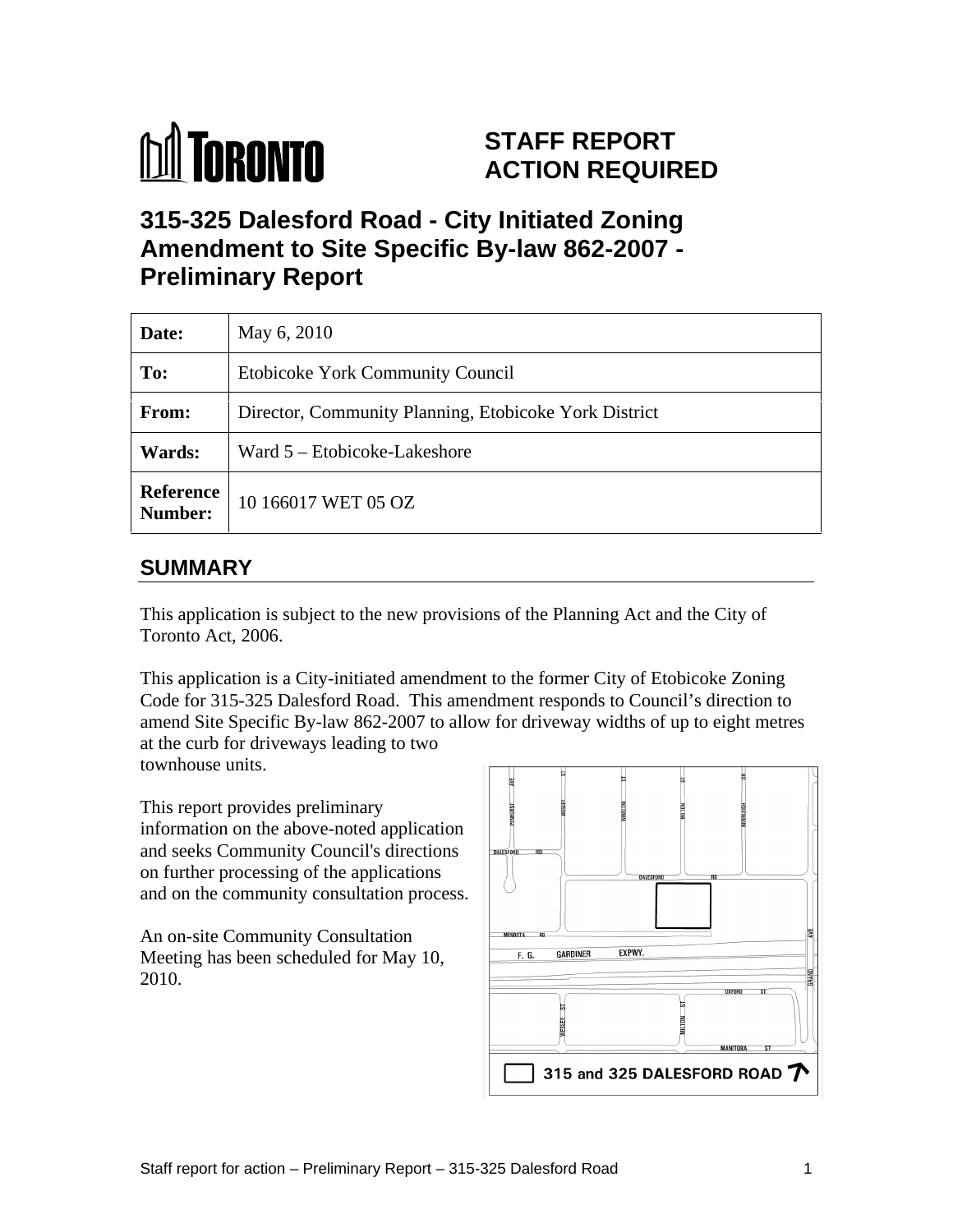# STAFF REPORT ACTION REQUIRED

## 315-325 Dalesford Road - City Initiated Zoning Amendment to Site Specific By-law 862-2007 - Preliminary Report

| Date: | May 6, 2010 |
|---|---|
| To: | Etobicoke York Community Council |
| From: | Director, Community Planning, Etobicoke York District |
| Wards: | Ward 5 – Etobicoke-Lakeshore |
| Reference Number: | 10 166017 WET 05 OZ |

## SUMMARY

This application is subject to the new provisions of the Planning Act and the City of Toronto Act, 2006.

This application is a City-initiated amendment to the former City of Etobicoke Zoning Code for 315-325 Dalesford Road. This amendment responds to Council's direction to amend Site Specific By-law 862-2007 to allow for driveway widths of up to eight metres at the curb for driveways leading to two townhouse units.

This report provides preliminary information on the above-noted application and seeks Community Council's directions on further processing of the applications and on the community consultation process.

An on-site Community Consultation Meeting has been scheduled for May 10, 2010.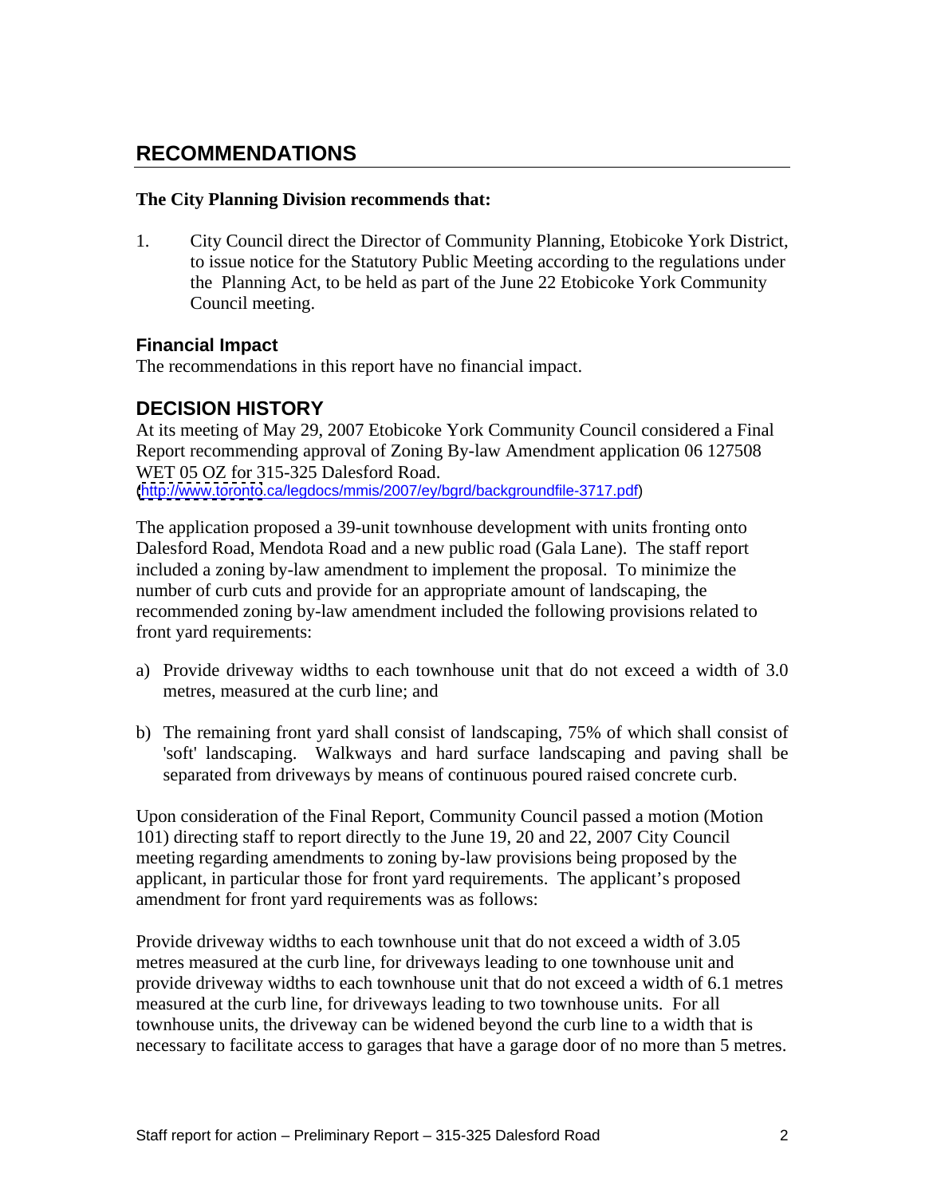## RECOMMENDATIONS

**The City Planning Division recommends that:**

1. City Council direct the Director of Community Planning, Etobicoke York District, to issue notice for the Statutory Public Meeting according to the regulations under the Planning Act, to be held as part of the June 22 Etobicoke York Community Council meeting.

### Financial Impact

The recommendations in this report have no financial impact.

## DECISION HISTORY

At its meeting of May 29, 2007 Etobicoke York Community Council considered a Final Report recommending approval of Zoning By-law Amendment application 06 127508 WET 05 OZ for 315-325 Dalesford Road.
(http://www.toronto.ca/legdocs/mmis/2007/ey/bgrd/backgroundfile-3717.pdf)

The application proposed a 39-unit townhouse development with units fronting onto Dalesford Road, Mendota Road and a new public road (Gala Lane). The staff report included a zoning by-law amendment to implement the proposal. To minimize the number of curb cuts and provide for an appropriate amount of landscaping, the recommended zoning by-law amendment included the following provisions related to front yard requirements:

a) Provide driveway widths to each townhouse unit that do not exceed a width of 3.0 metres, measured at the curb line; and

b) The remaining front yard shall consist of landscaping, 75% of which shall consist of 'soft' landscaping. Walkways and hard surface landscaping and paving shall be separated from driveways by means of continuous poured raised concrete curb.

Upon consideration of the Final Report, Community Council passed a motion (Motion 101) directing staff to report directly to the June 19, 20 and 22, 2007 City Council meeting regarding amendments to zoning by-law provisions being proposed by the applicant, in particular those for front yard requirements. The applicant's proposed amendment for front yard requirements was as follows:

Provide driveway widths to each townhouse unit that do not exceed a width of 3.05 metres measured at the curb line, for driveways leading to one townhouse unit and provide driveway widths to each townhouse unit that do not exceed a width of 6.1 metres measured at the curb line, for driveways leading to two townhouse units. For all townhouse units, the driveway can be widened beyond the curb line to a width that is necessary to facilitate access to garages that have a garage door of no more than 5 metres.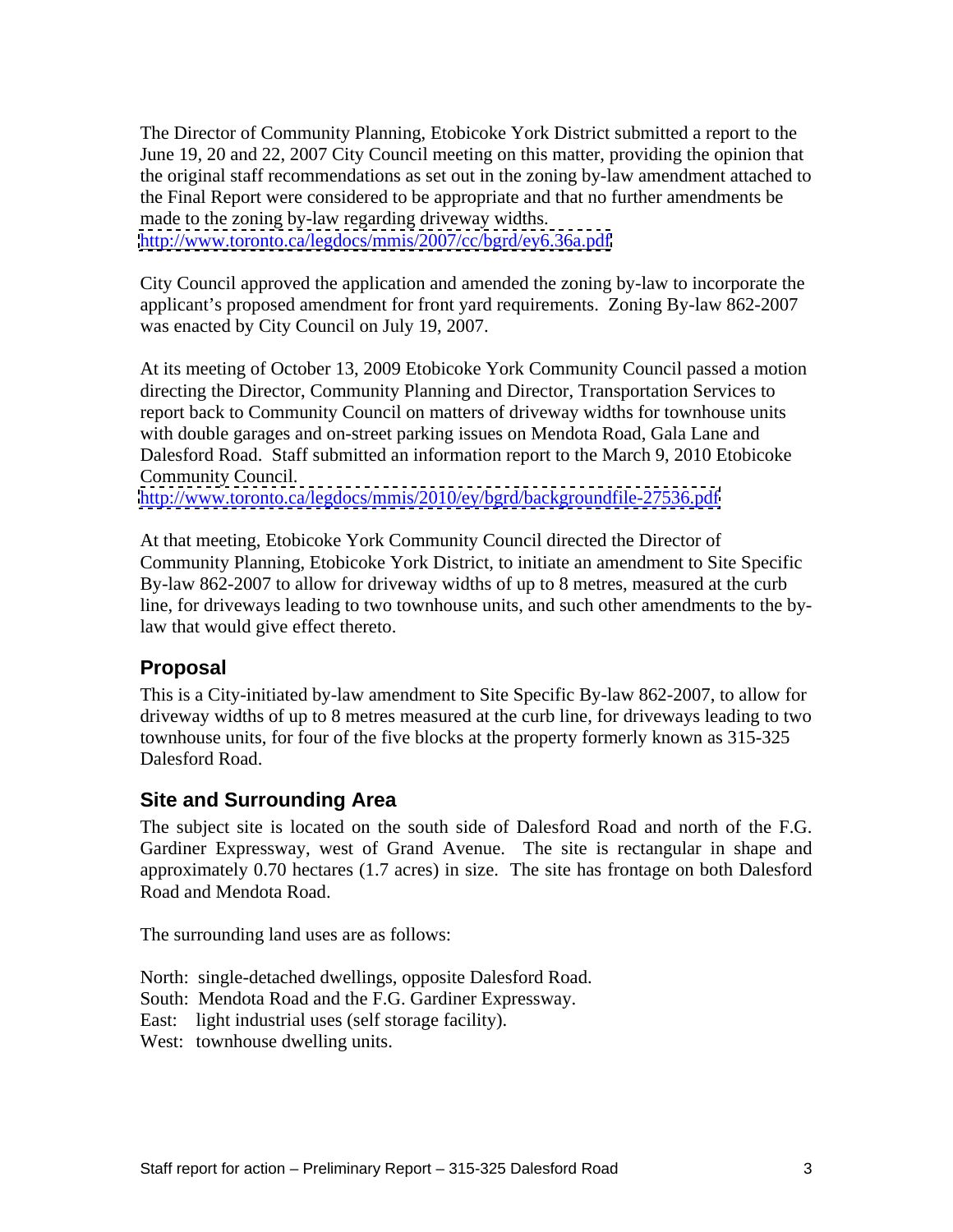The Director of Community Planning, Etobicoke York District submitted a report to the June 19, 20 and 22, 2007 City Council meeting on this matter, providing the opinion that the original staff recommendations as set out in the zoning by-law amendment attached to the Final Report were considered to be appropriate and that no further amendments be made to the zoning by-law regarding driveway widths.
http://www.toronto.ca/legdocs/mmis/2007/cc/bgrd/ey6.36a.pdf

City Council approved the application and amended the zoning by-law to incorporate the applicant's proposed amendment for front yard requirements. Zoning By-law 862-2007 was enacted by City Council on July 19, 2007.

At its meeting of October 13, 2009 Etobicoke York Community Council passed a motion directing the Director, Community Planning and Director, Transportation Services to report back to Community Council on matters of driveway widths for townhouse units with double garages and on-street parking issues on Mendota Road, Gala Lane and Dalesford Road. Staff submitted an information report to the March 9, 2010 Etobicoke Community Council.
http://www.toronto.ca/legdocs/mmis/2010/ey/bgrd/backgroundfile-27536.pdf

At that meeting, Etobicoke York Community Council directed the Director of Community Planning, Etobicoke York District, to initiate an amendment to Site Specific By-law 862-2007 to allow for driveway widths of up to 8 metres, measured at the curb line, for driveways leading to two townhouse units, and such other amendments to the by-law that would give effect thereto.

## Proposal

This is a City-initiated by-law amendment to Site Specific By-law 862-2007, to allow for driveway widths of up to 8 metres measured at the curb line, for driveways leading to two townhouse units, for four of the five blocks at the property formerly known as 315-325 Dalesford Road.

## Site and Surrounding Area

The subject site is located on the south side of Dalesford Road and north of the F.G. Gardiner Expressway, west of Grand Avenue. The site is rectangular in shape and approximately 0.70 hectares (1.7 acres) in size. The site has frontage on both Dalesford Road and Mendota Road.

The surrounding land uses are as follows:

North: single-detached dwellings, opposite Dalesford Road.
South: Mendota Road and the F.G. Gardiner Expressway.
East: light industrial uses (self storage facility).
West: townhouse dwelling units.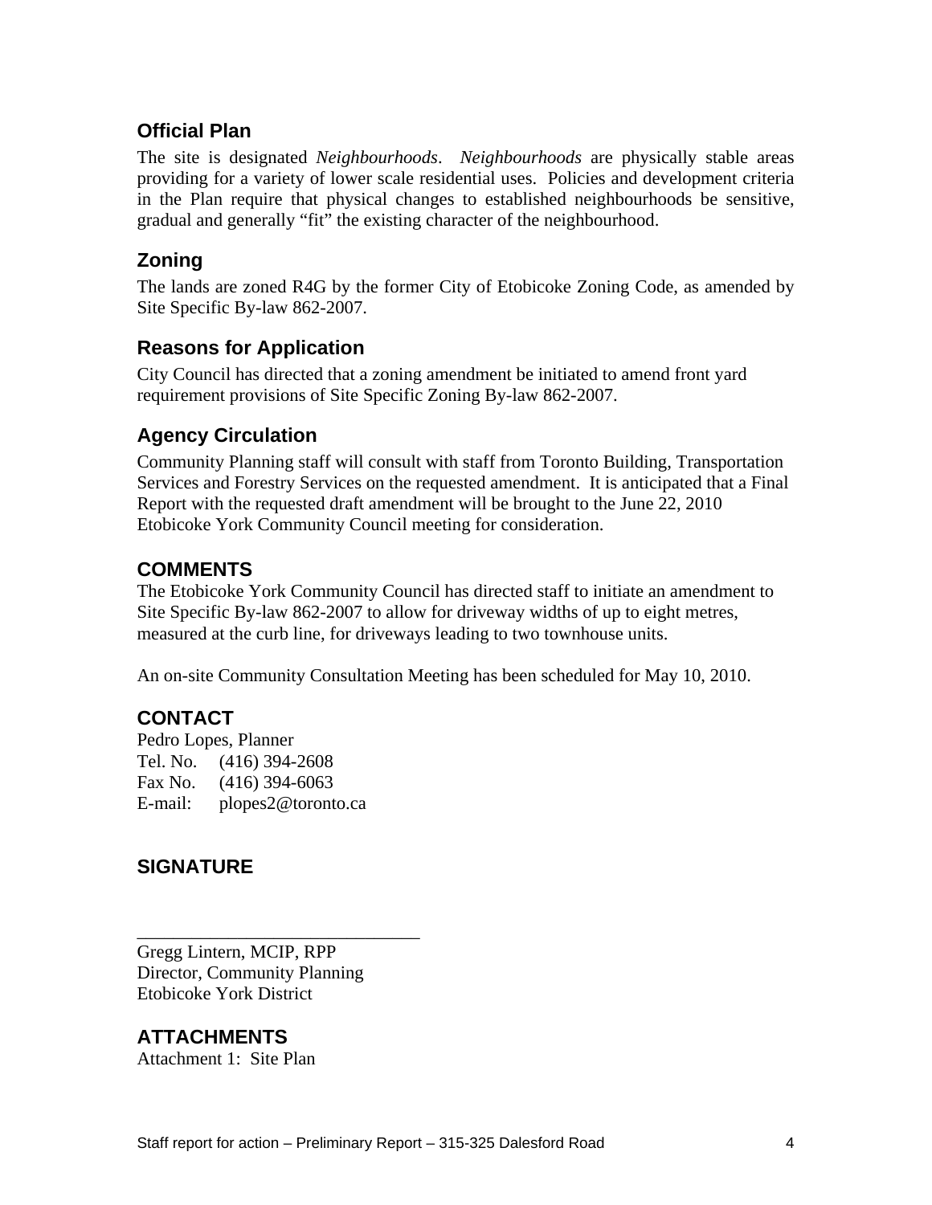### Official Plan

The site is designated *Neighbourhoods*. *Neighbourhoods* are physically stable areas providing for a variety of lower scale residential uses. Policies and development criteria in the Plan require that physical changes to established neighbourhoods be sensitive, gradual and generally "fit" the existing character of the neighbourhood.

### Zoning

The lands are zoned R4G by the former City of Etobicoke Zoning Code, as amended by Site Specific By-law 862-2007.

### Reasons for Application

City Council has directed that a zoning amendment be initiated to amend front yard requirement provisions of Site Specific Zoning By-law 862-2007.

### Agency Circulation

Community Planning staff will consult with staff from Toronto Building, Transportation Services and Forestry Services on the requested amendment. It is anticipated that a Final Report with the requested draft amendment will be brought to the June 22, 2010 Etobicoke York Community Council meeting for consideration.

## COMMENTS

The Etobicoke York Community Council has directed staff to initiate an amendment to Site Specific By-law 862-2007 to allow for driveway widths of up to eight metres, measured at the curb line, for driveways leading to two townhouse units.

An on-site Community Consultation Meeting has been scheduled for May 10, 2010.

## CONTACT

Pedro Lopes, Planner
Tel. No. (416) 394-2608
Fax No. (416) 394-6063
E-mail: plopes2@toronto.ca

## SIGNATURE

_______________________________

Gregg Lintern, MCIP, RPP
Director, Community Planning
Etobicoke York District

## ATTACHMENTS

Attachment 1: Site Plan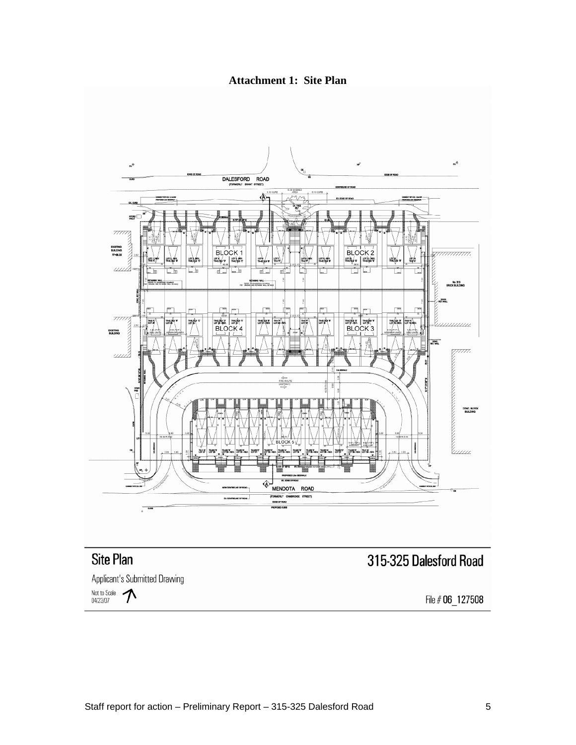**Attachment 1: Site Plan**

Site Plan

Applicant's Submitted Drawing

Not to Scale
04/23/07

315-325 Dalesford Road

File # 06_127508